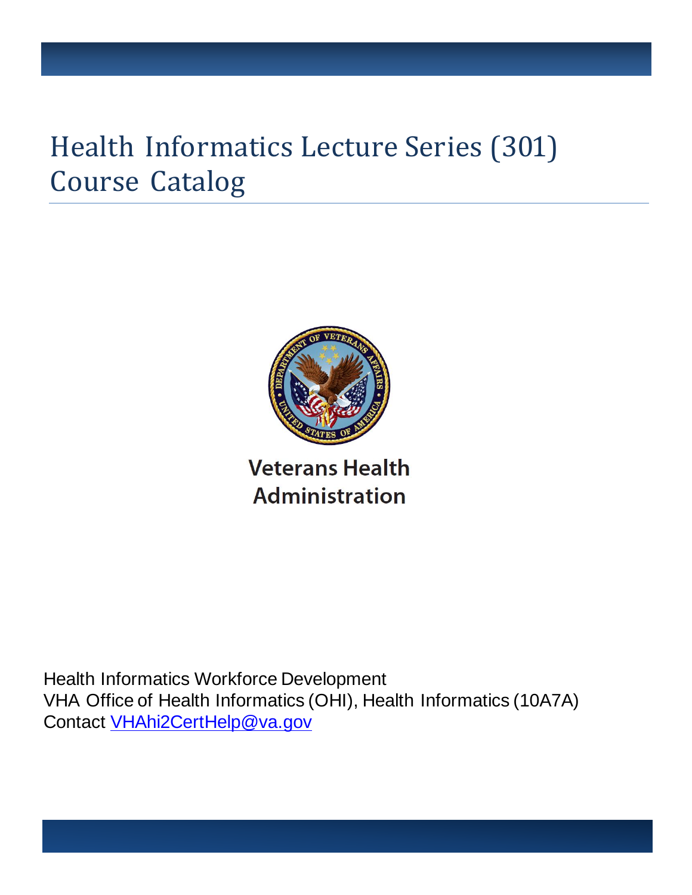# Health Informatics Lecture Series (301) Course Catalog

Veterans Health Administration

Health Informatics Workforce Development
VHA Office of Health Informatics (OHI), Health Informatics (10A7A)
Contact VHAhi2CertHelp@va.gov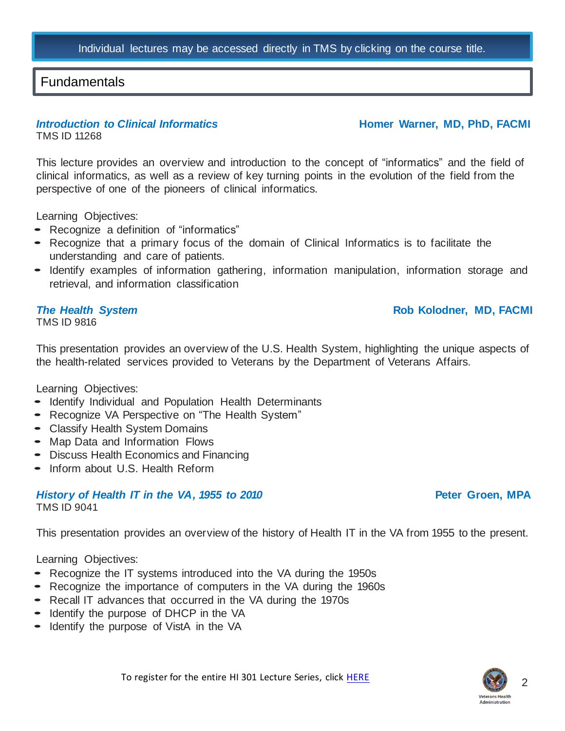Individual lectures may be accessed directly in TMS by clicking on the course title.

## Fundamentals

### *Introduction to Clinical Informatics* — **Homer Warner, MD, PhD, FACMI**

TMS ID 11268

This lecture provides an overview and introduction to the concept of "informatics" and the field of clinical informatics, as well as a review of key turning points in the evolution of the field from the perspective of one of the pioneers of clinical informatics.

Learning Objectives:

- Recognize a definition of "informatics"
- Recognize that a primary focus of the domain of Clinical Informatics is to facilitate the understanding and care of patients.
- Identify examples of information gathering, information manipulation, information storage and retrieval, and information classification

### *The Health System* — **Rob Kolodner, MD, FACMI**

TMS ID 9816

This presentation provides an overview of the U.S. Health System, highlighting the unique aspects of the health-related services provided to Veterans by the Department of Veterans Affairs.

Learning Objectives:

- Identify Individual and Population Health Determinants
- Recognize VA Perspective on "The Health System"
- Classify Health System Domains
- Map Data and Information Flows
- Discuss Health Economics and Financing
- Inform about U.S. Health Reform

### *History of Health IT in the VA, 1955 to 2010* — **Peter Groen, MPA**

TMS ID 9041

This presentation provides an overview of the history of Health IT in the VA from 1955 to the present.

Learning Objectives:

- Recognize the IT systems introduced into the VA during the 1950s
- Recognize the importance of computers in the VA during the 1960s
- Recall IT advances that occurred in the VA during the 1970s
- Identify the purpose of DHCP in the VA
- Identify the purpose of VistA in the VA

To register for the entire HI 301 Lecture Series, click HERE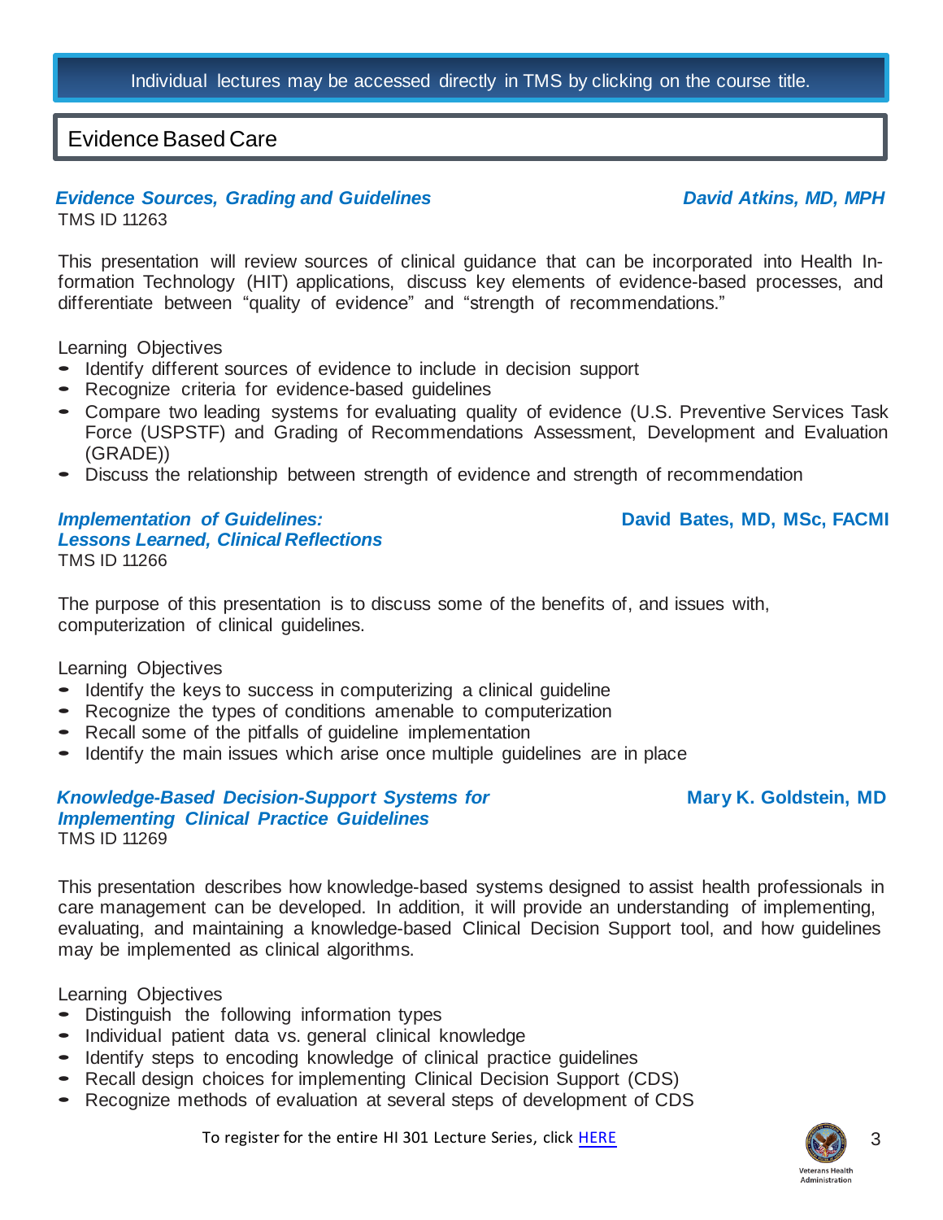Individual lectures may be accessed directly in TMS by clicking on the course title.

## Evidence Based Care

### *Evidence Sources, Grading and Guidelines* — **David Atkins, MD, MPH**

TMS ID 11263

This presentation will review sources of clinical guidance that can be incorporated into Health Information Technology (HIT) applications, discuss key elements of evidence-based processes, and differentiate between “quality of evidence” and “strength of recommendations.”

Learning Objectives

- Identify different sources of evidence to include in decision support
- Recognize criteria for evidence-based guidelines
- Compare two leading systems for evaluating quality of evidence (U.S. Preventive Services Task Force (USPSTF) and Grading of Recommendations Assessment, Development and Evaluation (GRADE))
- Discuss the relationship between strength of evidence and strength of recommendation

### *Implementation of Guidelines: Lessons Learned, Clinical Reflections* — **David Bates, MD, MSc, FACMI**

TMS ID 11266

The purpose of this presentation is to discuss some of the benefits of, and issues with, computerization of clinical guidelines.

Learning Objectives

- Identify the keys to success in computerizing a clinical guideline
- Recognize the types of conditions amenable to computerization
- Recall some of the pitfalls of guideline implementation
- Identify the main issues which arise once multiple guidelines are in place

### *Knowledge-Based Decision-Support Systems for Implementing Clinical Practice Guidelines* — **Mary K. Goldstein, MD**

TMS ID 11269

This presentation describes how knowledge-based systems designed to assist health professionals in care management can be developed. In addition, it will provide an understanding of implementing, evaluating, and maintaining a knowledge-based Clinical Decision Support tool, and how guidelines may be implemented as clinical algorithms.

Learning Objectives

- Distinguish the following information types
- Individual patient data vs. general clinical knowledge
- Identify steps to encoding knowledge of clinical practice guidelines
- Recall design choices for implementing Clinical Decision Support (CDS)
- Recognize methods of evaluation at several steps of development of CDS

To register for the entire HI 301 Lecture Series, click HERE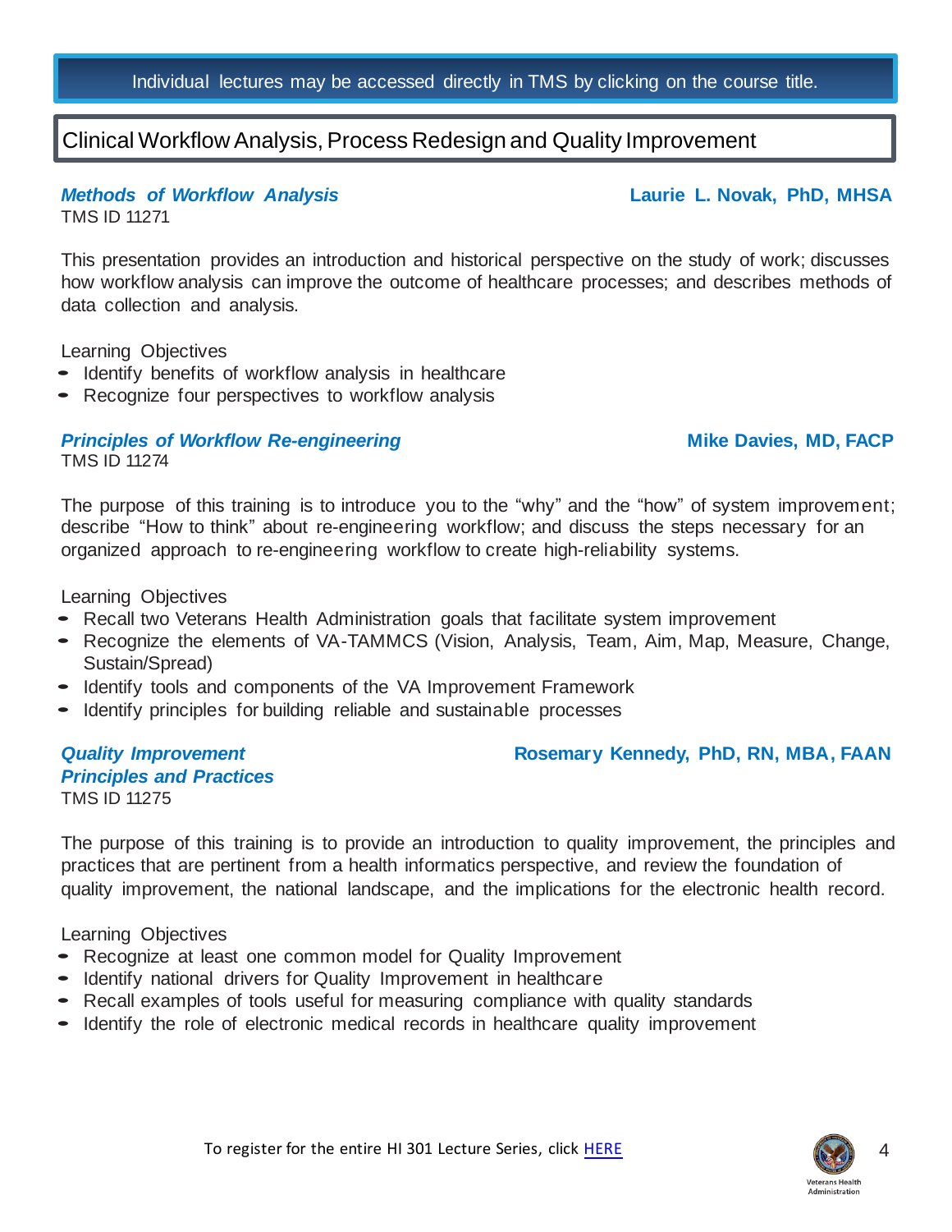Individual lectures may be accessed directly in TMS by clicking on the course title.

## Clinical Workflow Analysis, Process Redesign and Quality Improvement

### *Methods of Workflow Analysis*

**Laurie L. Novak, PhD, MHSA**

TMS ID 11271

This presentation provides an introduction and historical perspective on the study of work; discusses how workflow analysis can improve the outcome of healthcare processes; and describes methods of data collection and analysis.

Learning Objectives

- Identify benefits of workflow analysis in healthcare
- Recognize four perspectives to workflow analysis

### *Principles of Workflow Re-engineering*

**Mike Davies, MD, FACP**

TMS ID 11274

The purpose of this training is to introduce you to the "why" and the "how" of system improvement; describe "How to think" about re-engineering workflow; and discuss the steps necessary for an organized approach to re-engineering workflow to create high-reliability systems.

Learning Objectives

- Recall two Veterans Health Administration goals that facilitate system improvement
- Recognize the elements of VA-TAMMCS (Vision, Analysis, Team, Aim, Map, Measure, Change, Sustain/Spread)
- Identify tools and components of the VA Improvement Framework
- Identify principles for building reliable and sustainable processes

### *Quality Improvement Principles and Practices*

**Rosemary Kennedy, PhD, RN, MBA, FAAN**

TMS ID 11275

The purpose of this training is to provide an introduction to quality improvement, the principles and practices that are pertinent from a health informatics perspective, and review the foundation of quality improvement, the national landscape, and the implications for the electronic health record.

Learning Objectives

- Recognize at least one common model for Quality Improvement
- Identify national drivers for Quality Improvement in healthcare
- Recall examples of tools useful for measuring compliance with quality standards
- Identify the role of electronic medical records in healthcare quality improvement

To register for the entire HI 301 Lecture Series, click HERE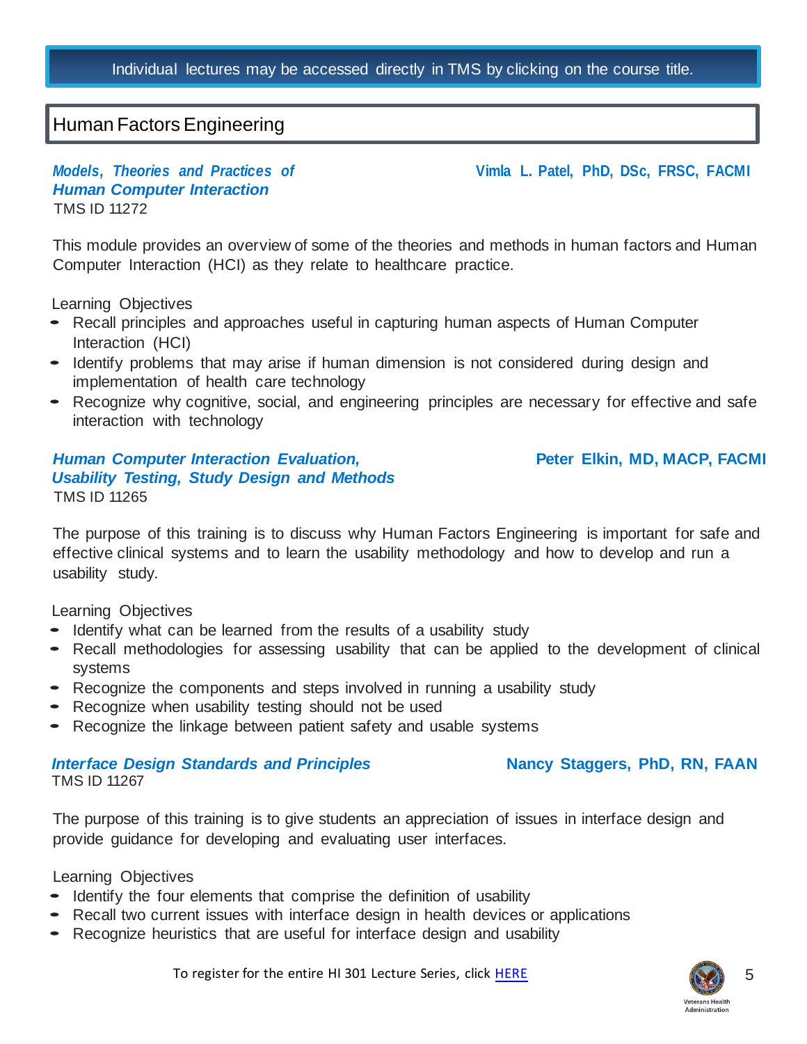Individual lectures may be accessed directly in TMS by clicking on the course title.

## Human Factors Engineering

***Models, Theories and Practices of Human Computer Interaction*** — **Vimla L. Patel, PhD, DSc, FRSC, FACMI**
TMS ID 11272

This module provides an overview of some of the theories and methods in human factors and Human Computer Interaction (HCI) as they relate to healthcare practice.

Learning Objectives

- Recall principles and approaches useful in capturing human aspects of Human Computer Interaction (HCI)
- Identify problems that may arise if human dimension is not considered during design and implementation of health care technology
- Recognize why cognitive, social, and engineering principles are necessary for effective and safe interaction with technology

***Human Computer Interaction Evaluation, Usability Testing, Study Design and Methods*** — **Peter Elkin, MD, MACP, FACMI**
TMS ID 11265

The purpose of this training is to discuss why Human Factors Engineering is important for safe and effective clinical systems and to learn the usability methodology and how to develop and run a usability study.

Learning Objectives

- Identify what can be learned from the results of a usability study
- Recall methodologies for assessing usability that can be applied to the development of clinical systems
- Recognize the components and steps involved in running a usability study
- Recognize when usability testing should not be used
- Recognize the linkage between patient safety and usable systems

***Interface Design Standards and Principles*** — **Nancy Staggers, PhD, RN, FAAN**
TMS ID 11267

The purpose of this training is to give students an appreciation of issues in interface design and provide guidance for developing and evaluating user interfaces.

Learning Objectives

- Identify the four elements that comprise the definition of usability
- Recall two current issues with interface design in health devices or applications
- Recognize heuristics that are useful for interface design and usability

To register for the entire HI 301 Lecture Series, click HERE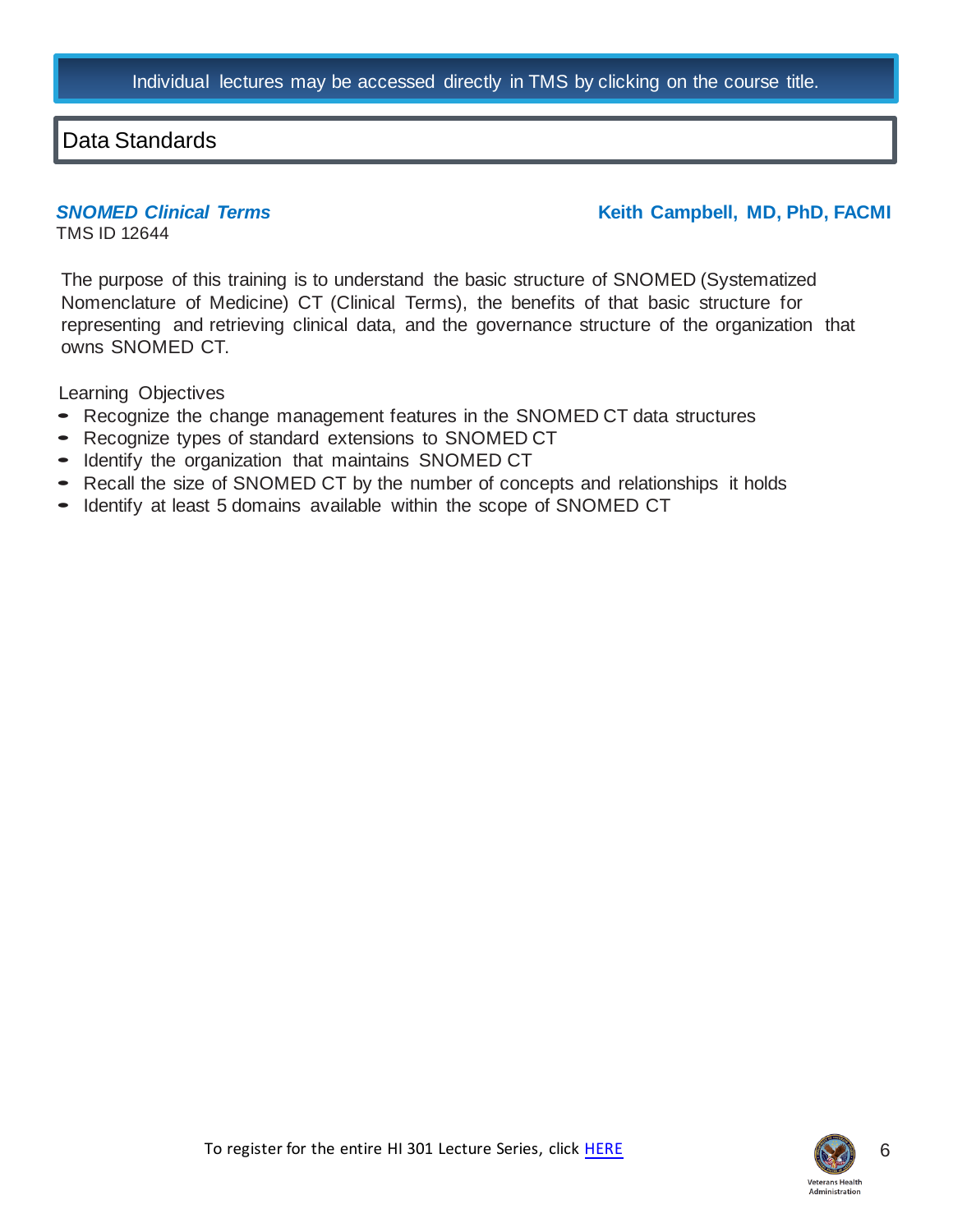Individual lectures may be accessed directly in TMS by clicking on the course title.

## Data Standards

***SNOMED Clinical Terms*** **Keith Campbell, MD, PhD, FACMI**

TMS ID 12644

The purpose of this training is to understand the basic structure of SNOMED (Systematized Nomenclature of Medicine) CT (Clinical Terms), the benefits of that basic structure for representing and retrieving clinical data, and the governance structure of the organization that owns SNOMED CT.

Learning Objectives

- Recognize the change management features in the SNOMED CT data structures
- Recognize types of standard extensions to SNOMED CT
- Identify the organization that maintains SNOMED CT
- Recall the size of SNOMED CT by the number of concepts and relationships it holds
- Identify at least 5 domains available within the scope of SNOMED CT

To register for the entire HI 301 Lecture Series, click HERE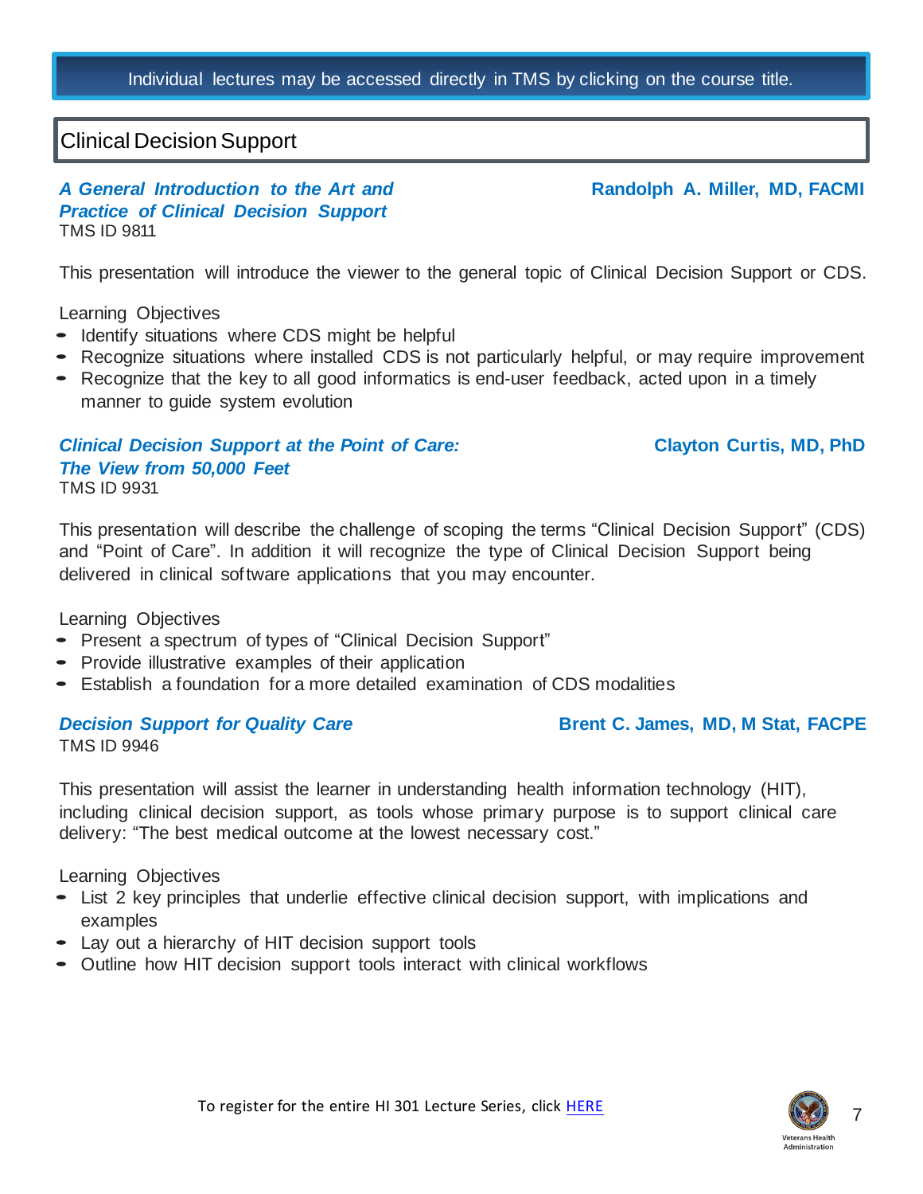Individual lectures may be accessed directly in TMS by clicking on the course title.

## Clinical Decision Support

***A General Introduction to the Art and Practice of Clinical Decision Support*** **Randolph A. Miller, MD, FACMI**
TMS ID 9811

This presentation will introduce the viewer to the general topic of Clinical Decision Support or CDS.

Learning Objectives

- Identify situations where CDS might be helpful
- Recognize situations where installed CDS is not particularly helpful, or may require improvement
- Recognize that the key to all good informatics is end-user feedback, acted upon in a timely manner to guide system evolution

***Clinical Decision Support at the Point of Care: The View from 50,000 Feet*** **Clayton Curtis, MD, PhD**
TMS ID 9931

This presentation will describe the challenge of scoping the terms "Clinical Decision Support" (CDS) and "Point of Care". In addition it will recognize the type of Clinical Decision Support being delivered in clinical software applications that you may encounter.

Learning Objectives

- Present a spectrum of types of "Clinical Decision Support"
- Provide illustrative examples of their application
- Establish a foundation for a more detailed examination of CDS modalities

***Decision Support for Quality Care*** **Brent C. James, MD, M Stat, FACPE**
TMS ID 9946

This presentation will assist the learner in understanding health information technology (HIT), including clinical decision support, as tools whose primary purpose is to support clinical care delivery: "The best medical outcome at the lowest necessary cost."

Learning Objectives

- List 2 key principles that underlie effective clinical decision support, with implications and examples
- Lay out a hierarchy of HIT decision support tools
- Outline how HIT decision support tools interact with clinical workflows

To register for the entire HI 301 Lecture Series, click HERE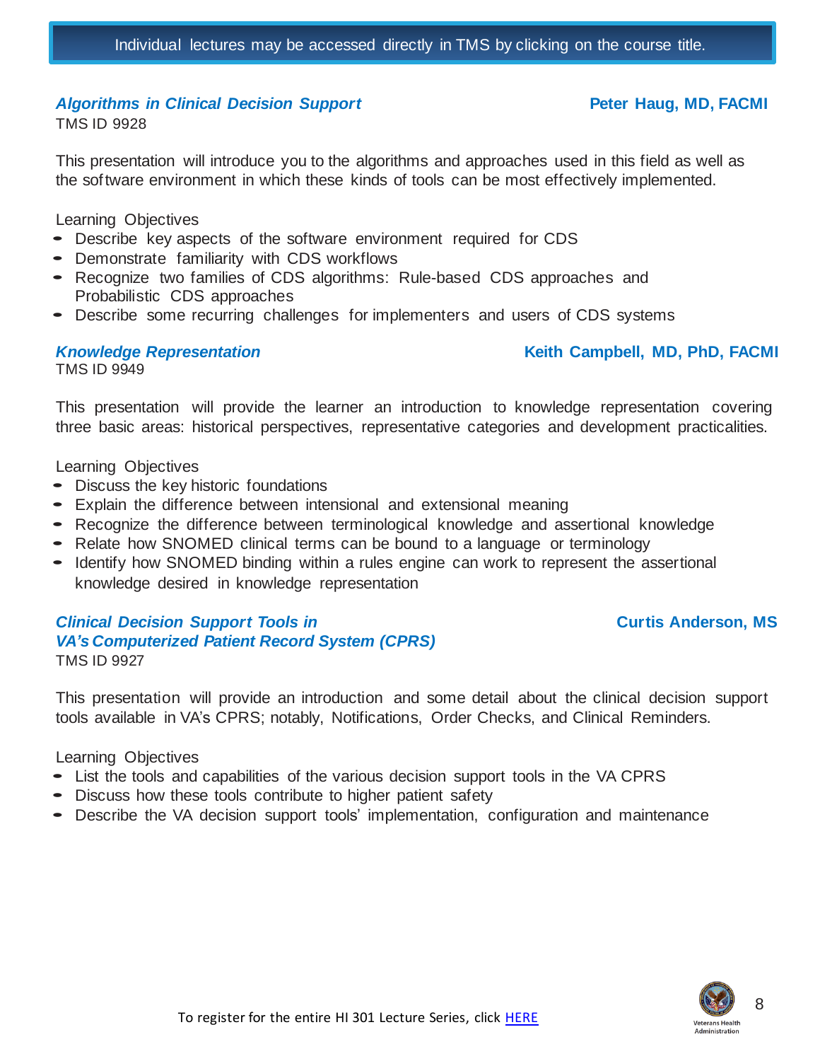Individual lectures may be accessed directly in TMS by clicking on the course title.

### *Algorithms in Clinical Decision Support* — **Peter Haug, MD, FACMI**

TMS ID 9928

This presentation will introduce you to the algorithms and approaches used in this field as well as the software environment in which these kinds of tools can be most effectively implemented.

Learning Objectives

- Describe key aspects of the software environment required for CDS
- Demonstrate familiarity with CDS workflows
- Recognize two families of CDS algorithms: Rule-based CDS approaches and Probabilistic CDS approaches
- Describe some recurring challenges for implementers and users of CDS systems

### *Knowledge Representation* — **Keith Campbell, MD, PhD, FACMI**

TMS ID 9949

This presentation will provide the learner an introduction to knowledge representation covering three basic areas: historical perspectives, representative categories and development practicalities.

Learning Objectives

- Discuss the key historic foundations
- Explain the difference between intensional and extensional meaning
- Recognize the difference between terminological knowledge and assertional knowledge
- Relate how SNOMED clinical terms can be bound to a language or terminology
- Identify how SNOMED binding within a rules engine can work to represent the assertional knowledge desired in knowledge representation

### *Clinical Decision Support Tools in VA's Computerized Patient Record System (CPRS)* — **Curtis Anderson, MS**

TMS ID 9927

This presentation will provide an introduction and some detail about the clinical decision support tools available in VA's CPRS; notably, Notifications, Order Checks, and Clinical Reminders.

Learning Objectives

- List the tools and capabilities of the various decision support tools in the VA CPRS
- Discuss how these tools contribute to higher patient safety
- Describe the VA decision support tools' implementation, configuration and maintenance

To register for the entire HI 301 Lecture Series, click HERE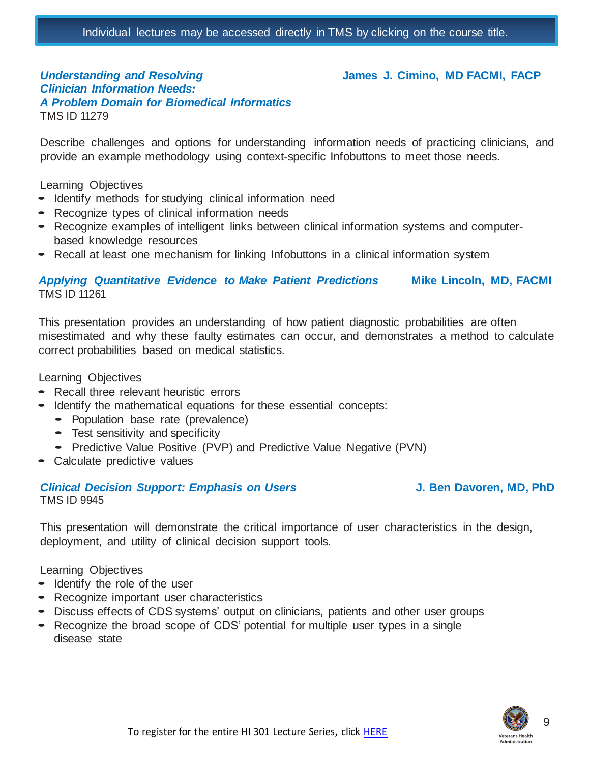Individual lectures may be accessed directly in TMS by clicking on the course title.

### *Understanding and Resolving Clinician Information Needs: A Problem Domain for Biomedical Informatics*

**James J. Cimino, MD FACMI, FACP**

TMS ID 11279

Describe challenges and options for understanding information needs of practicing clinicians, and provide an example methodology using context-specific Infobuttons to meet those needs.

Learning Objectives

- Identify methods for studying clinical information need
- Recognize types of clinical information needs
- Recognize examples of intelligent links between clinical information systems and computer-based knowledge resources
- Recall at least one mechanism for linking Infobuttons in a clinical information system

### *Applying Quantitative Evidence to Make Patient Predictions*

**Mike Lincoln, MD, FACMI**

TMS ID 11261

This presentation provides an understanding of how patient diagnostic probabilities are often misestimated and why these faulty estimates can occur, and demonstrates a method to calculate correct probabilities based on medical statistics.

Learning Objectives

- Recall three relevant heuristic errors
- Identify the mathematical equations for these essential concepts:
  - Population base rate (prevalence)
  - Test sensitivity and specificity
  - Predictive Value Positive (PVP) and Predictive Value Negative (PVN)
- Calculate predictive values

### *Clinical Decision Support: Emphasis on Users*

**J. Ben Davoren, MD, PhD**

TMS ID 9945

This presentation will demonstrate the critical importance of user characteristics in the design, deployment, and utility of clinical decision support tools.

Learning Objectives

- Identify the role of the user
- Recognize important user characteristics
- Discuss effects of CDS systems' output on clinicians, patients and other user groups
- Recognize the broad scope of CDS' potential for multiple user types in a single disease state

To register for the entire HI 301 Lecture Series, click HERE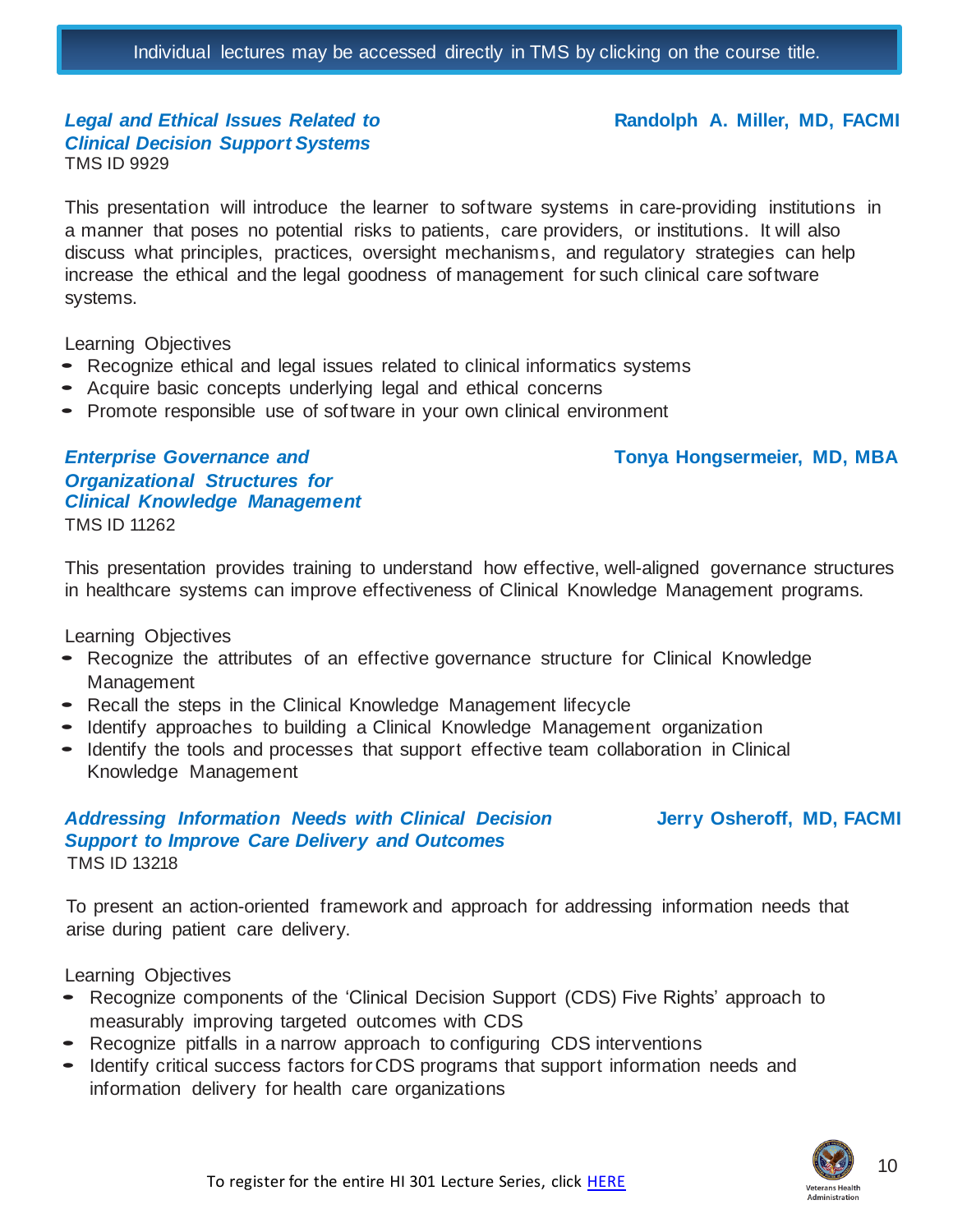Individual lectures may be accessed directly in TMS by clicking on the course title.

### *Legal and Ethical Issues Related to Clinical Decision Support Systems*

**Randolph A. Miller, MD, FACMI**

TMS ID 9929

This presentation will introduce the learner to software systems in care-providing institutions in a manner that poses no potential risks to patients, care providers, or institutions. It will also discuss what principles, practices, oversight mechanisms, and regulatory strategies can help increase the ethical and the legal goodness of management for such clinical care software systems.

Learning Objectives

- Recognize ethical and legal issues related to clinical informatics systems
- Acquire basic concepts underlying legal and ethical concerns
- Promote responsible use of software in your own clinical environment

### *Enterprise Governance and Organizational Structures for Clinical Knowledge Management*

**Tonya Hongsermeier, MD, MBA**

TMS ID 11262

This presentation provides training to understand how effective, well-aligned governance structures in healthcare systems can improve effectiveness of Clinical Knowledge Management programs.

Learning Objectives

- Recognize the attributes of an effective governance structure for Clinical Knowledge Management
- Recall the steps in the Clinical Knowledge Management lifecycle
- Identify approaches to building a Clinical Knowledge Management organization
- Identify the tools and processes that support effective team collaboration in Clinical Knowledge Management

### *Addressing Information Needs with Clinical Decision Support to Improve Care Delivery and Outcomes*

**Jerry Osheroff, MD, FACMI**

TMS ID 13218

To present an action-oriented framework and approach for addressing information needs that arise during patient care delivery.

Learning Objectives

- Recognize components of the 'Clinical Decision Support (CDS) Five Rights' approach to measurably improving targeted outcomes with CDS
- Recognize pitfalls in a narrow approach to configuring CDS interventions
- Identify critical success factors for CDS programs that support information needs and information delivery for health care organizations

To register for the entire HI 301 Lecture Series, click HERE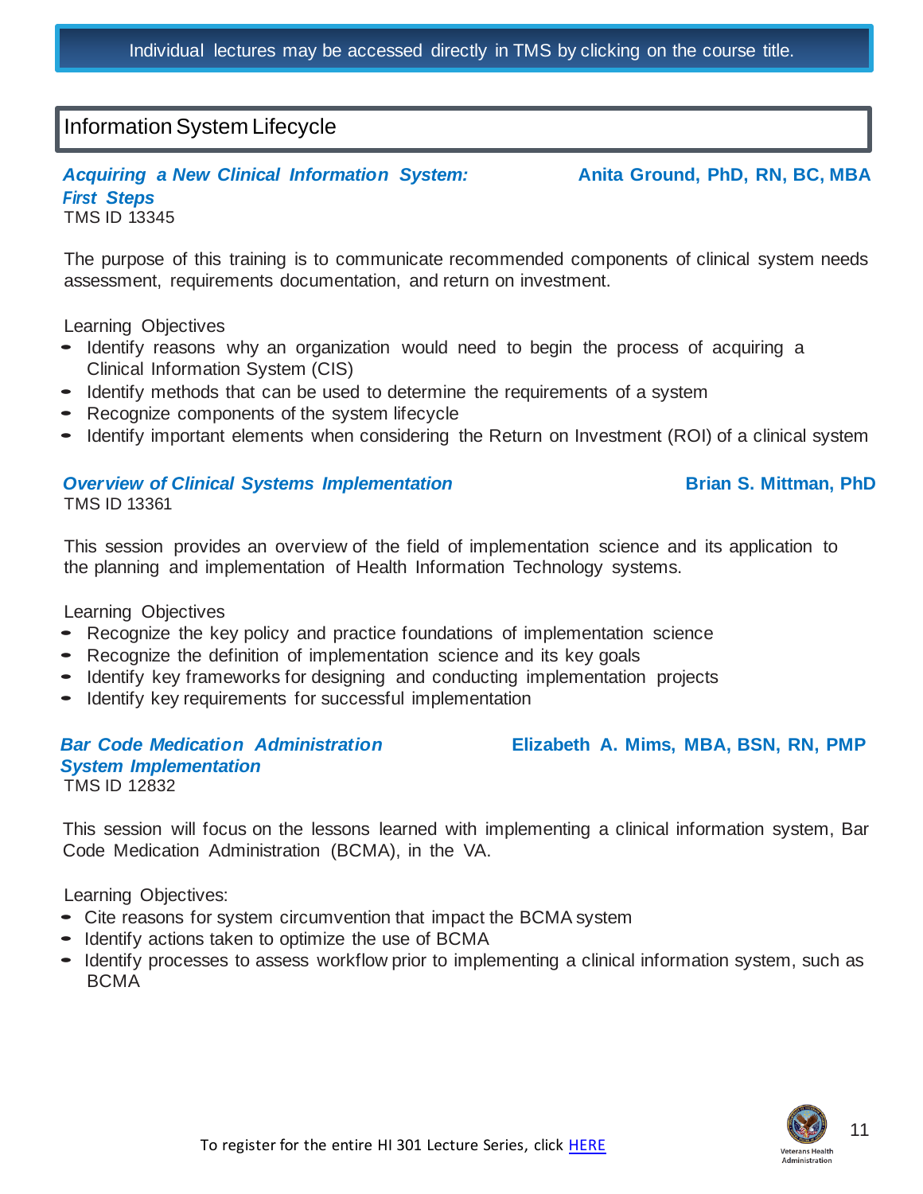Individual lectures may be accessed directly in TMS by clicking on the course title.

## Information System Lifecycle

***Acquiring a New Clinical Information System: First Steps*** **Anita Ground, PhD, RN, BC, MBA**
TMS ID 13345

The purpose of this training is to communicate recommended components of clinical system needs assessment, requirements documentation, and return on investment.

Learning Objectives

- Identify reasons why an organization would need to begin the process of acquiring a Clinical Information System (CIS)
- Identify methods that can be used to determine the requirements of a system
- Recognize components of the system lifecycle
- Identify important elements when considering the Return on Investment (ROI) of a clinical system

***Overview of Clinical Systems Implementation*** **Brian S. Mittman, PhD**
TMS ID 13361

This session provides an overview of the field of implementation science and its application to the planning and implementation of Health Information Technology systems.

Learning Objectives

- Recognize the key policy and practice foundations of implementation science
- Recognize the definition of implementation science and its key goals
- Identify key frameworks for designing and conducting implementation projects
- Identify key requirements for successful implementation

***Bar Code Medication Administration System Implementation*** **Elizabeth A. Mims, MBA, BSN, RN, PMP**
TMS ID 12832

This session will focus on the lessons learned with implementing a clinical information system, Bar Code Medication Administration (BCMA), in the VA.

Learning Objectives:

- Cite reasons for system circumvention that impact the BCMA system
- Identify actions taken to optimize the use of BCMA
- Identify processes to assess workflow prior to implementing a clinical information system, such as BCMA

To register for the entire HI 301 Lecture Series, click HERE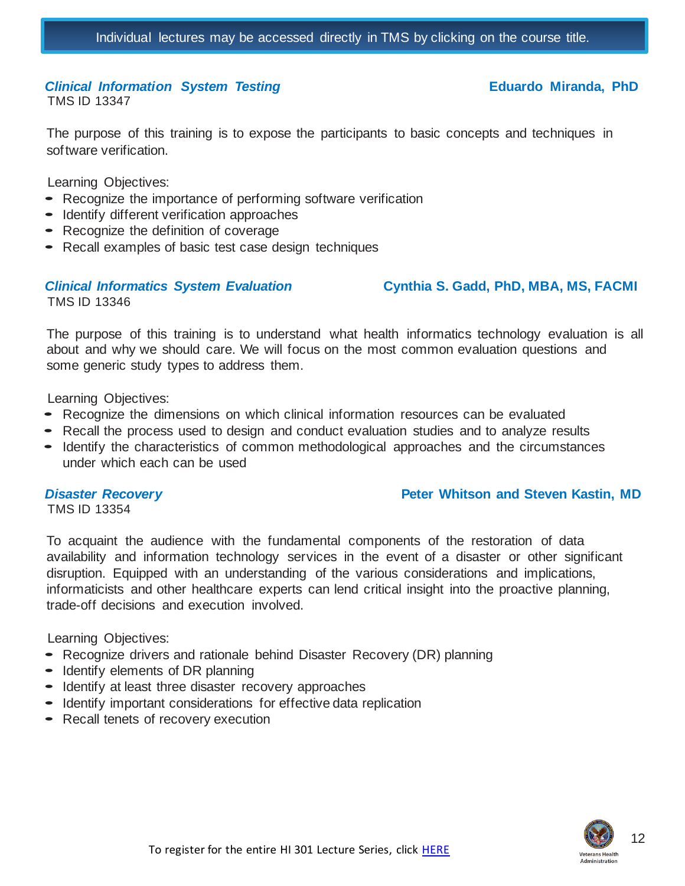Individual lectures may be accessed directly in TMS by clicking on the course title.

### *Clinical Information System Testing* — **Eduardo Miranda, PhD**

TMS ID 13347

The purpose of this training is to expose the participants to basic concepts and techniques in software verification.

Learning Objectives:

- Recognize the importance of performing software verification
- Identify different verification approaches
- Recognize the definition of coverage
- Recall examples of basic test case design techniques

### *Clinical Informatics System Evaluation* — **Cynthia S. Gadd, PhD, MBA, MS, FACMI**

TMS ID 13346

The purpose of this training is to understand what health informatics technology evaluation is all about and why we should care. We will focus on the most common evaluation questions and some generic study types to address them.

Learning Objectives:

- Recognize the dimensions on which clinical information resources can be evaluated
- Recall the process used to design and conduct evaluation studies and to analyze results
- Identify the characteristics of common methodological approaches and the circumstances under which each can be used

### *Disaster Recovery* — **Peter Whitson and Steven Kastin, MD**

TMS ID 13354

To acquaint the audience with the fundamental components of the restoration of data availability and information technology services in the event of a disaster or other significant disruption. Equipped with an understanding of the various considerations and implications, informaticists and other healthcare experts can lend critical insight into the proactive planning, trade-off decisions and execution involved.

Learning Objectives:

- Recognize drivers and rationale behind Disaster Recovery (DR) planning
- Identify elements of DR planning
- Identify at least three disaster recovery approaches
- Identify important considerations for effective data replication
- Recall tenets of recovery execution

To register for the entire HI 301 Lecture Series, click HERE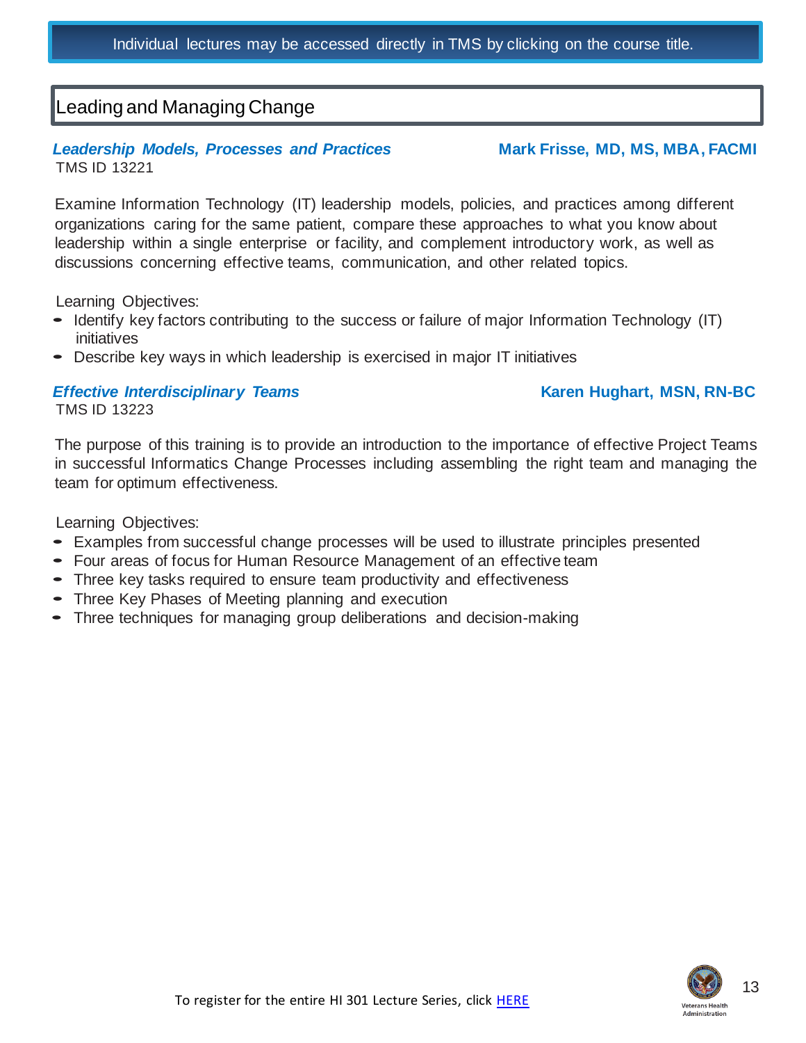Individual lectures may be accessed directly in TMS by clicking on the course title.

## Leading and Managing Change

***Leadership Models, Processes and Practices*** — **Mark Frisse, MD, MS, MBA, FACMI**
TMS ID 13221

Examine Information Technology (IT) leadership models, policies, and practices among different organizations caring for the same patient, compare these approaches to what you know about leadership within a single enterprise or facility, and complement introductory work, as well as discussions concerning effective teams, communication, and other related topics.

Learning Objectives:

- Identify key factors contributing to the success or failure of major Information Technology (IT) initiatives
- Describe key ways in which leadership is exercised in major IT initiatives

***Effective Interdisciplinary Teams*** — **Karen Hughart, MSN, RN-BC**
TMS ID 13223

The purpose of this training is to provide an introduction to the importance of effective Project Teams in successful Informatics Change Processes including assembling the right team and managing the team for optimum effectiveness.

Learning Objectives:

- Examples from successful change processes will be used to illustrate principles presented
- Four areas of focus for Human Resource Management of an effective team
- Three key tasks required to ensure team productivity and effectiveness
- Three Key Phases of Meeting planning and execution
- Three techniques for managing group deliberations and decision-making

To register for the entire HI 301 Lecture Series, click HERE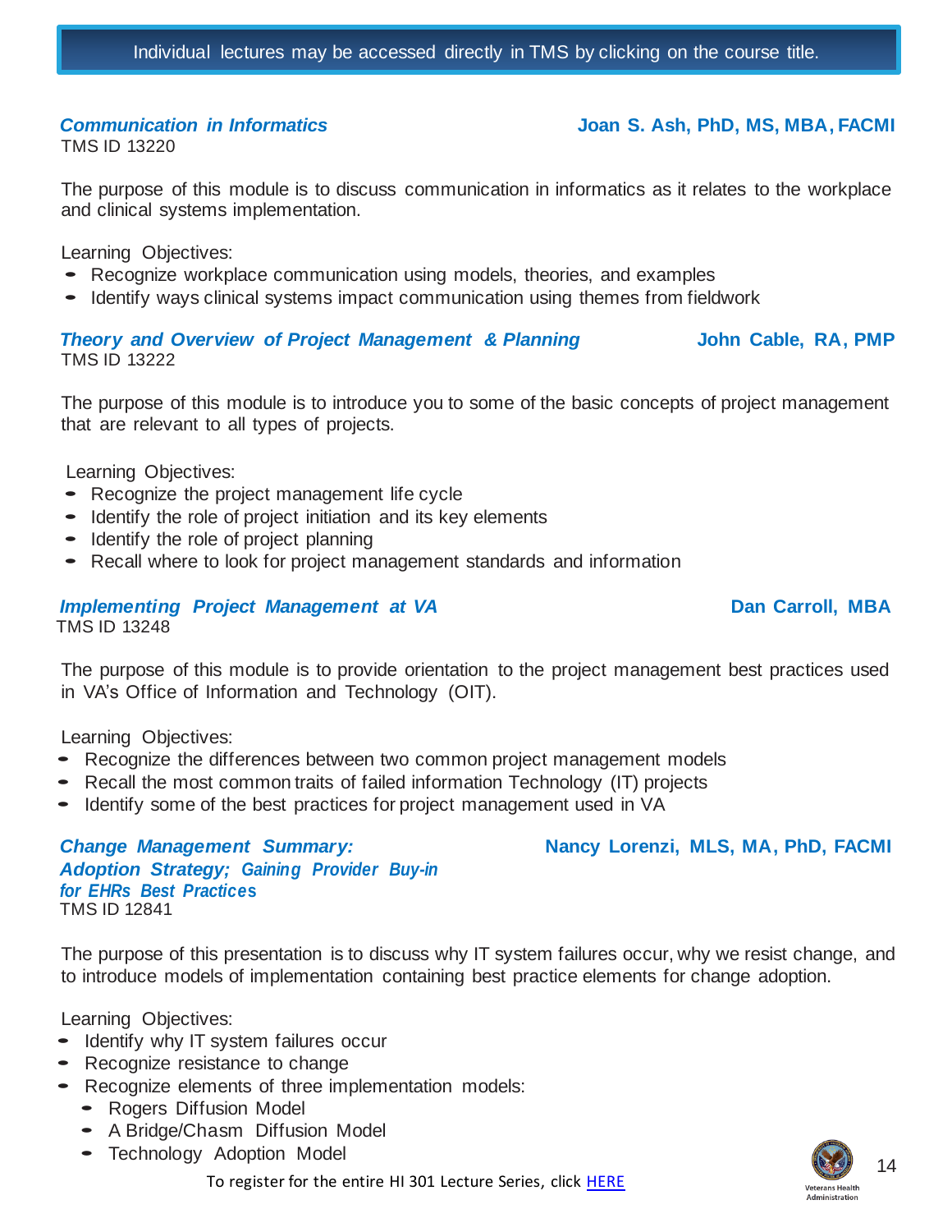Individual lectures may be accessed directly in TMS by clicking on the course title.

### *Communication in Informatics* — Joan S. Ash, PhD, MS, MBA, FACMI

TMS ID 13220

The purpose of this module is to discuss communication in informatics as it relates to the workplace and clinical systems implementation.

Learning Objectives:

- Recognize workplace communication using models, theories, and examples
- Identify ways clinical systems impact communication using themes from fieldwork

### *Theory and Overview of Project Management & Planning* — John Cable, RA, PMP

TMS ID 13222

The purpose of this module is to introduce you to some of the basic concepts of project management that are relevant to all types of projects.

Learning Objectives:

- Recognize the project management life cycle
- Identify the role of project initiation and its key elements
- Identify the role of project planning
- Recall where to look for project management standards and information

### *Implementing Project Management at VA* — Dan Carroll, MBA

TMS ID 13248

The purpose of this module is to provide orientation to the project management best practices used in VA's Office of Information and Technology (OIT).

Learning Objectives:

- Recognize the differences between two common project management models
- Recall the most common traits of failed information Technology (IT) projects
- Identify some of the best practices for project management used in VA

### *Change Management Summary: Adoption Strategy; Gaining Provider Buy-in for EHRs Best Practices* — Nancy Lorenzi, MLS, MA, PhD, FACMI

TMS ID 12841

The purpose of this presentation is to discuss why IT system failures occur, why we resist change, and to introduce models of implementation containing best practice elements for change adoption.

Learning Objectives:

- Identify why IT system failures occur
- Recognize resistance to change
- Recognize elements of three implementation models:
  - Rogers Diffusion Model
  - A Bridge/Chasm Diffusion Model
  - Technology Adoption Model

To register for the entire HI 301 Lecture Series, click HERE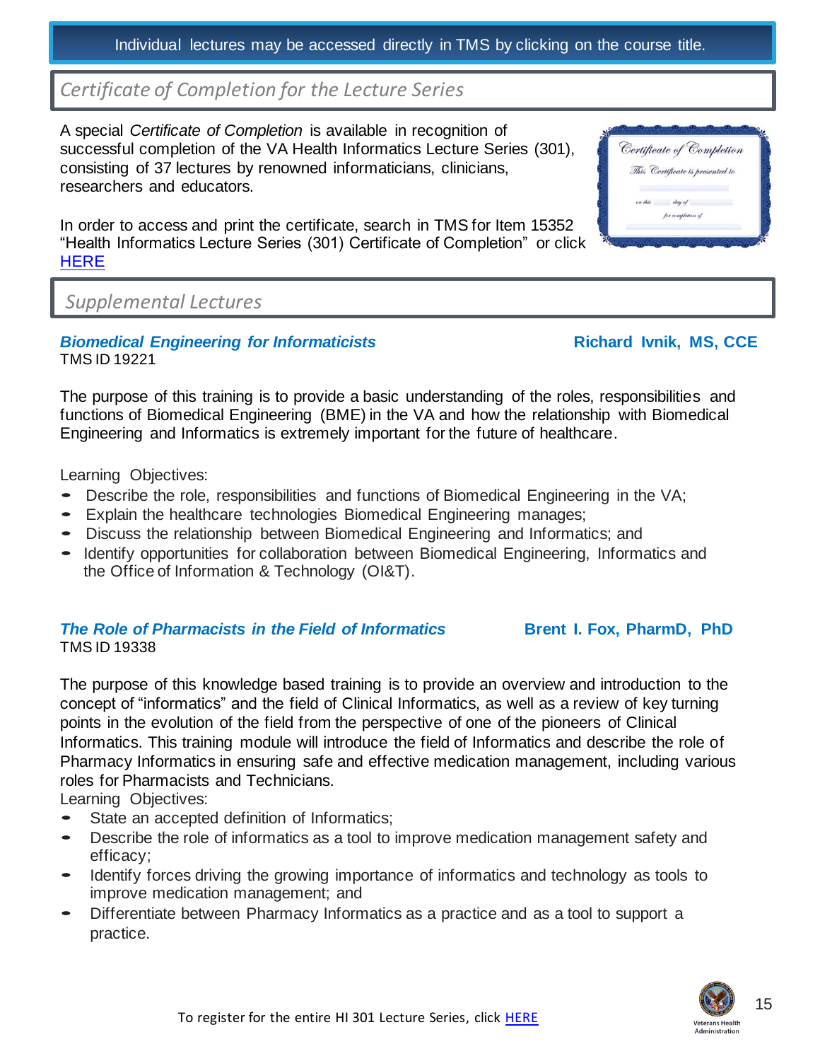Individual lectures may be accessed directly in TMS by clicking on the course title.

## *Certificate of Completion for the Lecture Series*

A special *Certificate of Completion* is available in recognition of successful completion of the VA Health Informatics Lecture Series (301), consisting of 37 lectures by renowned informaticians, clinicians, researchers and educators.

In order to access and print the certificate, search in TMS for Item 15352 "Health Informatics Lecture Series (301) Certificate of Completion" or click HERE

## *Supplemental Lectures*

### ***Biomedical Engineering for Informaticists*** — **Richard Ivnik, MS, CCE**

TMS ID 19221

The purpose of this training is to provide a basic understanding of the roles, responsibilities and functions of Biomedical Engineering (BME) in the VA and how the relationship with Biomedical Engineering and Informatics is extremely important for the future of healthcare.

Learning Objectives:

- Describe the role, responsibilities and functions of Biomedical Engineering in the VA;
- Explain the healthcare technologies Biomedical Engineering manages;
- Discuss the relationship between Biomedical Engineering and Informatics; and
- Identify opportunities for collaboration between Biomedical Engineering, Informatics and the Office of Information & Technology (OI&T).

### ***The Role of Pharmacists in the Field of Informatics*** — **Brent I. Fox, PharmD, PhD**

TMS ID 19338

The purpose of this knowledge based training is to provide an overview and introduction to the concept of "informatics" and the field of Clinical Informatics, as well as a review of key turning points in the evolution of the field from the perspective of one of the pioneers of Clinical Informatics. This training module will introduce the field of Informatics and describe the role of Pharmacy Informatics in ensuring safe and effective medication management, including various roles for Pharmacists and Technicians.

Learning Objectives:

- State an accepted definition of Informatics;
- Describe the role of informatics as a tool to improve medication management safety and efficacy;
- Identify forces driving the growing importance of informatics and technology as tools to improve medication management; and
- Differentiate between Pharmacy Informatics as a practice and as a tool to support a practice.

To register for the entire HI 301 Lecture Series, click HERE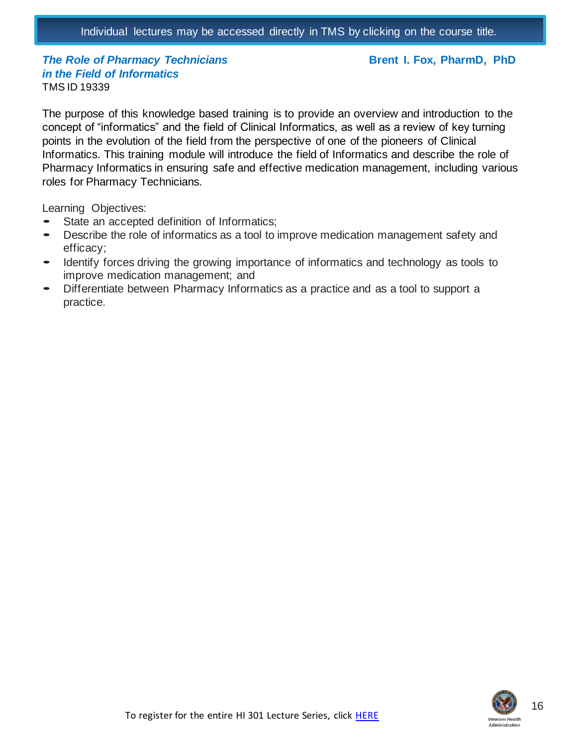Individual lectures may be accessed directly in TMS by clicking on the course title.

***The Role of Pharmacy Technicians in the Field of Informatics***

**Brent I. Fox, PharmD, PhD**

TMS ID 19339

The purpose of this knowledge based training is to provide an overview and introduction to the concept of "informatics" and the field of Clinical Informatics, as well as a review of key turning points in the evolution of the field from the perspective of one of the pioneers of Clinical Informatics. This training module will introduce the field of Informatics and describe the role of Pharmacy Informatics in ensuring safe and effective medication management, including various roles for Pharmacy Technicians.

Learning Objectives:

- State an accepted definition of Informatics;
- Describe the role of informatics as a tool to improve medication management safety and efficacy;
- Identify forces driving the growing importance of informatics and technology as tools to improve medication management; and
- Differentiate between Pharmacy Informatics as a practice and as a tool to support a practice.

To register for the entire HI 301 Lecture Series, click HERE

Veterans Health Administration